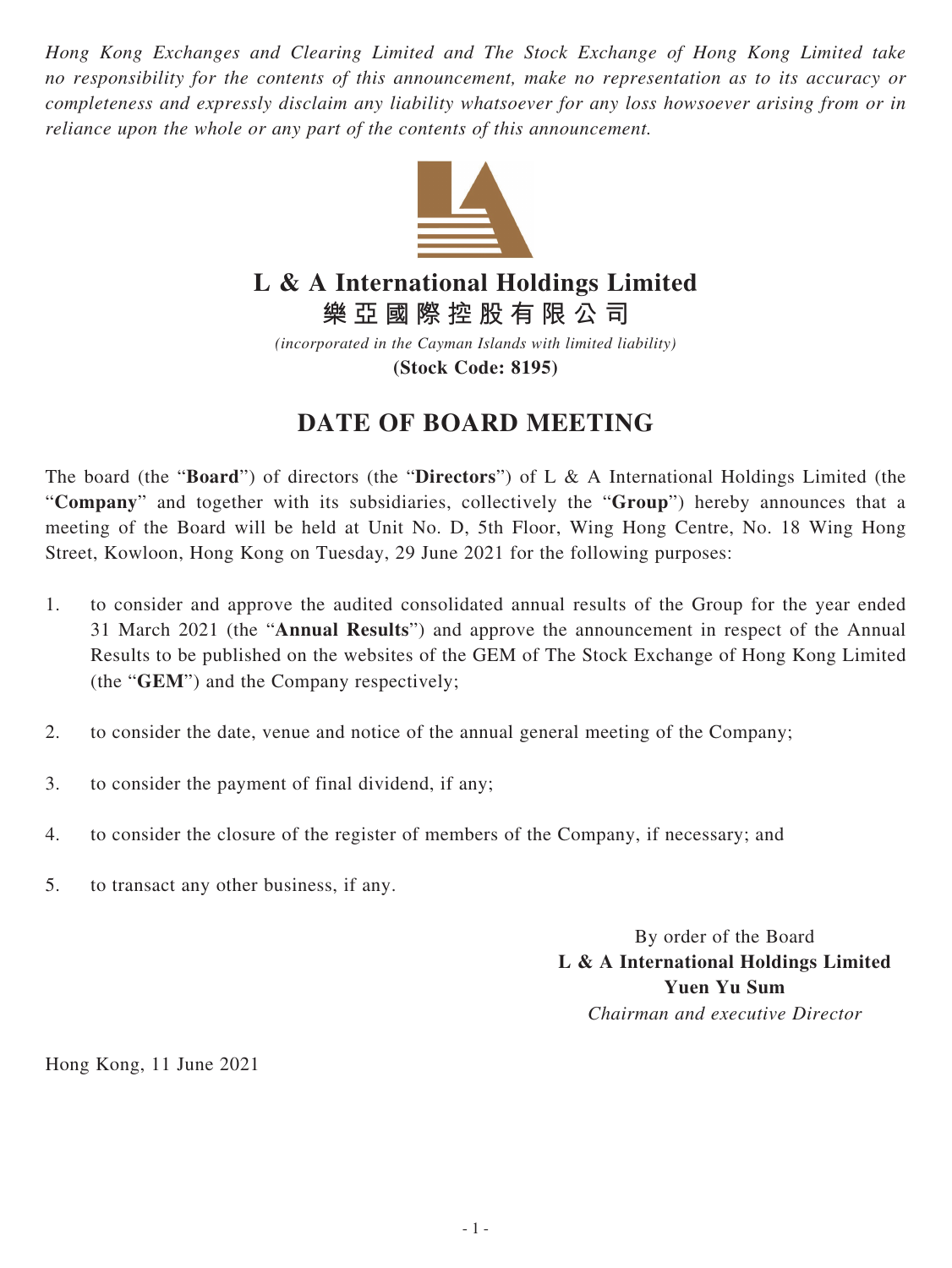*Hong Kong Exchanges and Clearing Limited and The Stock Exchange of Hong Kong Limited take no responsibility for the contents of this announcement, make no representation as to its accuracy or completeness and expressly disclaim any liability whatsoever for any loss howsoever arising from or in reliance upon the whole or any part of the contents of this announcement.*

# L & A International Holdings Limited
# 樂亞國際控股有限公司

*(incorporated in the Cayman Islands with limited liability)*

**(Stock Code: 8195)**

## DATE OF BOARD MEETING

The board (the "**Board**") of directors (the "**Directors**") of L & A International Holdings Limited (the "**Company**" and together with its subsidiaries, collectively the "**Group**") hereby announces that a meeting of the Board will be held at Unit No. D, 5th Floor, Wing Hong Centre, No. 18 Wing Hong Street, Kowloon, Hong Kong on Tuesday, 29 June 2021 for the following purposes:

1. to consider and approve the audited consolidated annual results of the Group for the year ended 31 March 2021 (the "**Annual Results**") and approve the announcement in respect of the Annual Results to be published on the websites of the GEM of The Stock Exchange of Hong Kong Limited (the "**GEM**") and the Company respectively;

2. to consider the date, venue and notice of the annual general meeting of the Company;

3. to consider the payment of final dividend, if any;

4. to consider the closure of the register of members of the Company, if necessary; and

5. to transact any other business, if any.

By order of the Board
**L & A International Holdings Limited**
**Yuen Yu Sum**
*Chairman and executive Director*

Hong Kong, 11 June 2021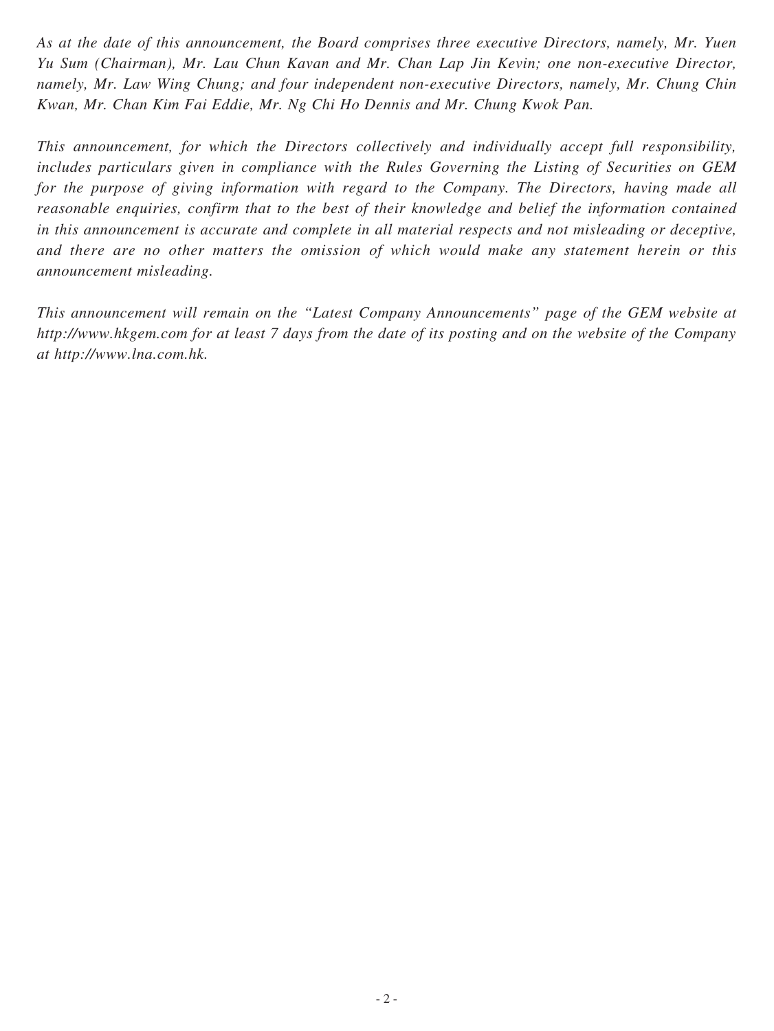*As at the date of this announcement, the Board comprises three executive Directors, namely, Mr. Yuen Yu Sum (Chairman), Mr. Lau Chun Kavan and Mr. Chan Lap Jin Kevin; one non-executive Director, namely, Mr. Law Wing Chung; and four independent non-executive Directors, namely, Mr. Chung Chin Kwan, Mr. Chan Kim Fai Eddie, Mr. Ng Chi Ho Dennis and Mr. Chung Kwok Pan.*

*This announcement, for which the Directors collectively and individually accept full responsibility, includes particulars given in compliance with the Rules Governing the Listing of Securities on GEM for the purpose of giving information with regard to the Company. The Directors, having made all reasonable enquiries, confirm that to the best of their knowledge and belief the information contained in this announcement is accurate and complete in all material respects and not misleading or deceptive, and there are no other matters the omission of which would make any statement herein or this announcement misleading.*

*This announcement will remain on the "Latest Company Announcements" page of the GEM website at http://www.hkgem.com for at least 7 days from the date of its posting and on the website of the Company at http://www.lna.com.hk.*